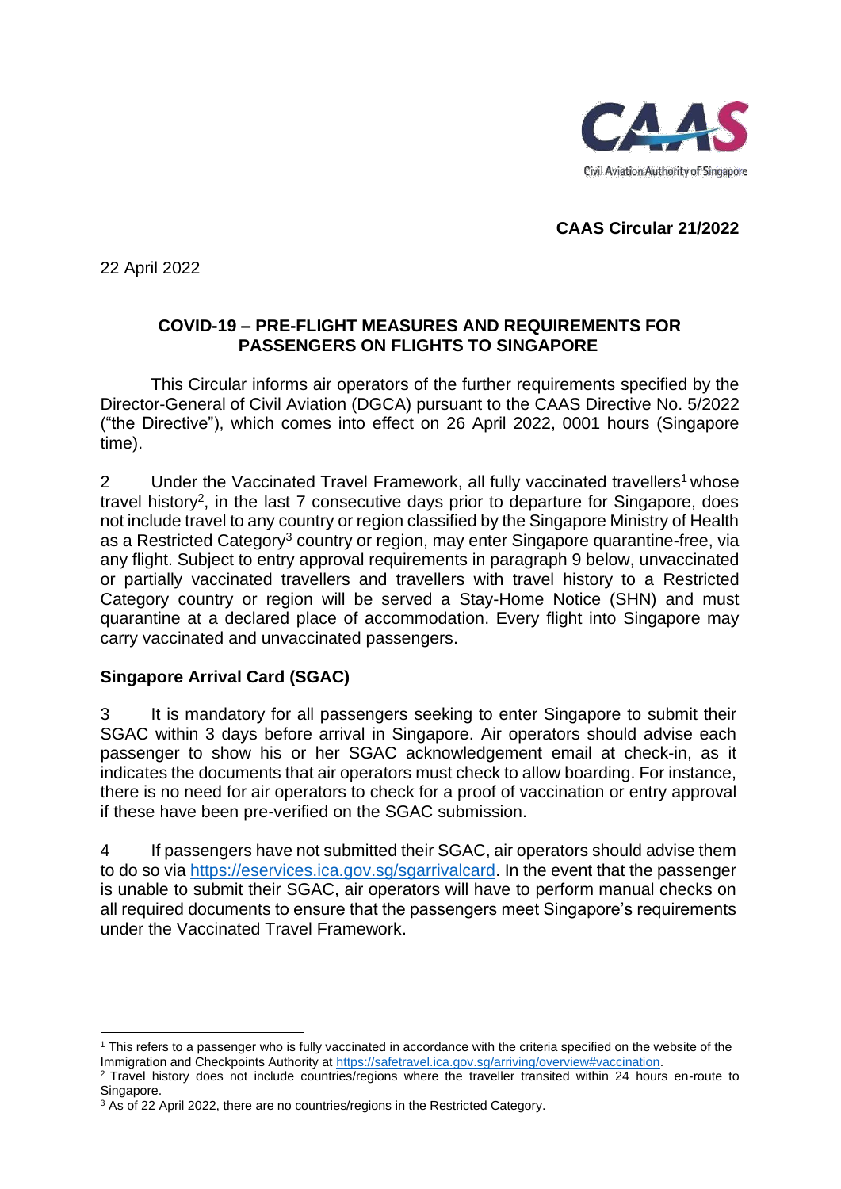Civil Aviation Authority of Singapore

**CAAS Circular 21/2022**

22 April 2022

## COVID-19 – PRE-FLIGHT MEASURES AND REQUIREMENTS FOR PASSENGERS ON FLIGHTS TO SINGAPORE

This Circular informs air operators of the further requirements specified by the Director-General of Civil Aviation (DGCA) pursuant to the CAAS Directive No. 5/2022 ("the Directive"), which comes into effect on 26 April 2022, 0001 hours (Singapore time).

2 Under the Vaccinated Travel Framework, all fully vaccinated travellers[1] whose travel history[2], in the last 7 consecutive days prior to departure for Singapore, does not include travel to any country or region classified by the Singapore Ministry of Health as a Restricted Category[3] country or region, may enter Singapore quarantine-free, via any flight. Subject to entry approval requirements in paragraph 9 below, unvaccinated or partially vaccinated travellers and travellers with travel history to a Restricted Category country or region will be served a Stay-Home Notice (SHN) and must quarantine at a declared place of accommodation. Every flight into Singapore may carry vaccinated and unvaccinated passengers.

### Singapore Arrival Card (SGAC)

3 It is mandatory for all passengers seeking to enter Singapore to submit their SGAC within 3 days before arrival in Singapore. Air operators should advise each passenger to show his or her SGAC acknowledgement email at check-in, as it indicates the documents that air operators must check to allow boarding. For instance, there is no need for air operators to check for a proof of vaccination or entry approval if these have been pre-verified on the SGAC submission.

4 If passengers have not submitted their SGAC, air operators should advise them to do so via https://eservices.ica.gov.sg/sgarrivalcard. In the event that the passenger is unable to submit their SGAC, air operators will have to perform manual checks on all required documents to ensure that the passengers meet Singapore's requirements under the Vaccinated Travel Framework.

---

[1] This refers to a passenger who is fully vaccinated in accordance with the criteria specified on the website of the Immigration and Checkpoints Authority at https://safetravel.ica.gov.sg/arriving/overview#vaccination.

[2] Travel history does not include countries/regions where the traveller transited within 24 hours en-route to Singapore.

[3] As of 22 April 2022, there are no countries/regions in the Restricted Category.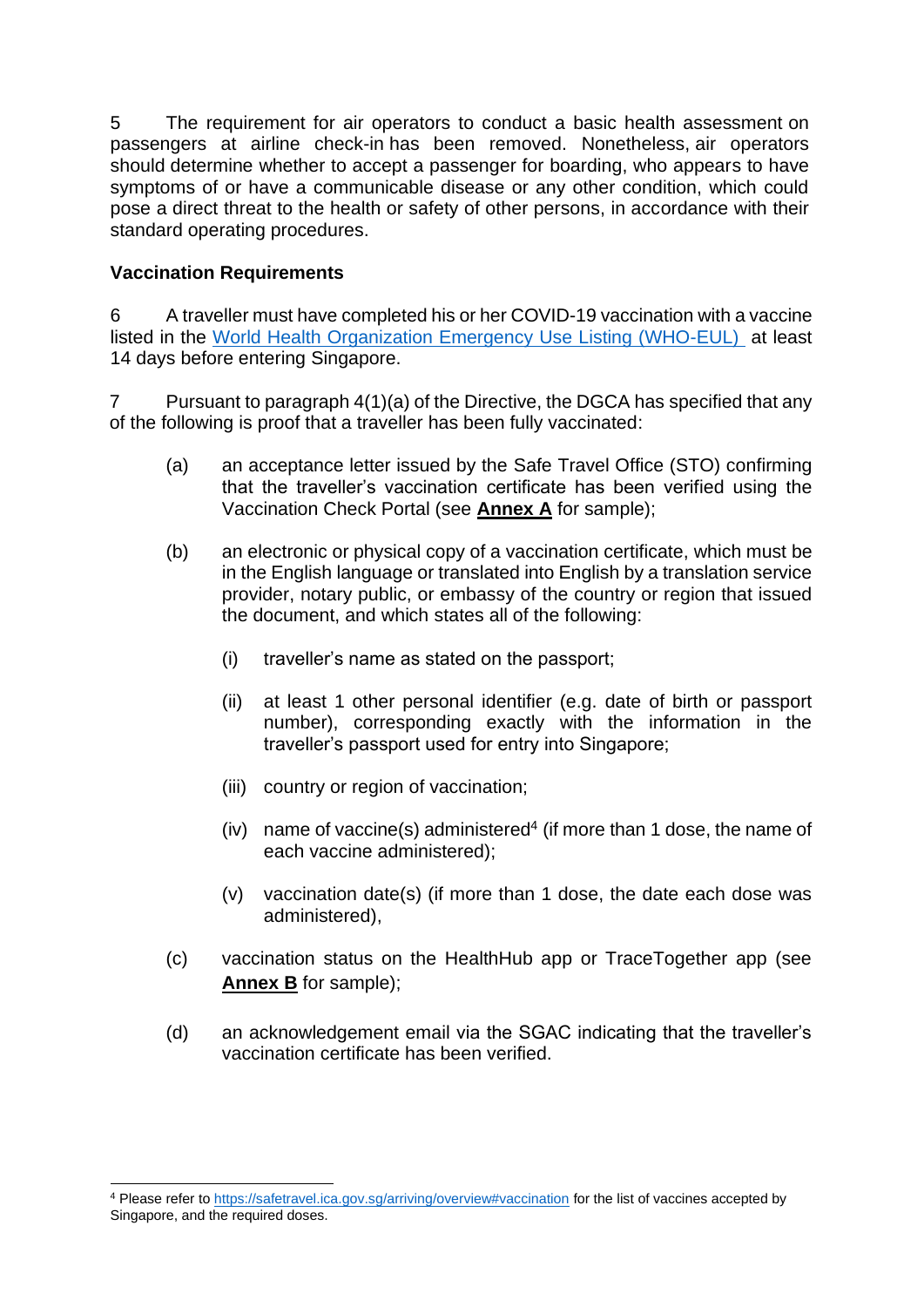5 The requirement for air operators to conduct a basic health assessment on passengers at airline check-in has been removed. Nonetheless, air operators should determine whether to accept a passenger for boarding, who appears to have symptoms of or have a communicable disease or any other condition, which could pose a direct threat to the health or safety of other persons, in accordance with their standard operating procedures.

**Vaccination Requirements**

6 A traveller must have completed his or her COVID-19 vaccination with a vaccine listed in the [World Health Organization Emergency Use Listing (WHO-EUL)](https://www.who.int) at least 14 days before entering Singapore.

7 Pursuant to paragraph 4(1)(a) of the Directive, the DGCA has specified that any of the following is proof that a traveller has been fully vaccinated:

(a) an acceptance letter issued by the Safe Travel Office (STO) confirming that the traveller's vaccination certificate has been verified using the Vaccination Check Portal (see **Annex A** for sample);

(b) an electronic or physical copy of a vaccination certificate, which must be in the English language or translated into English by a translation service provider, notary public, or embassy of the country or region that issued the document, and which states all of the following:

(i) traveller's name as stated on the passport;

(ii) at least 1 other personal identifier (e.g. date of birth or passport number), corresponding exactly with the information in the traveller's passport used for entry into Singapore;

(iii) country or region of vaccination;

(iv) name of vaccine(s) administered[4] (if more than 1 dose, the name of each vaccine administered);

(v) vaccination date(s) (if more than 1 dose, the date each dose was administered),

(c) vaccination status on the HealthHub app or TraceTogether app (see **Annex B** for sample);

(d) an acknowledgement email via the SGAC indicating that the traveller's vaccination certificate has been verified.

[4] Please refer to https://safetravel.ica.gov.sg/arriving/overview#vaccination for the list of vaccines accepted by Singapore, and the required doses.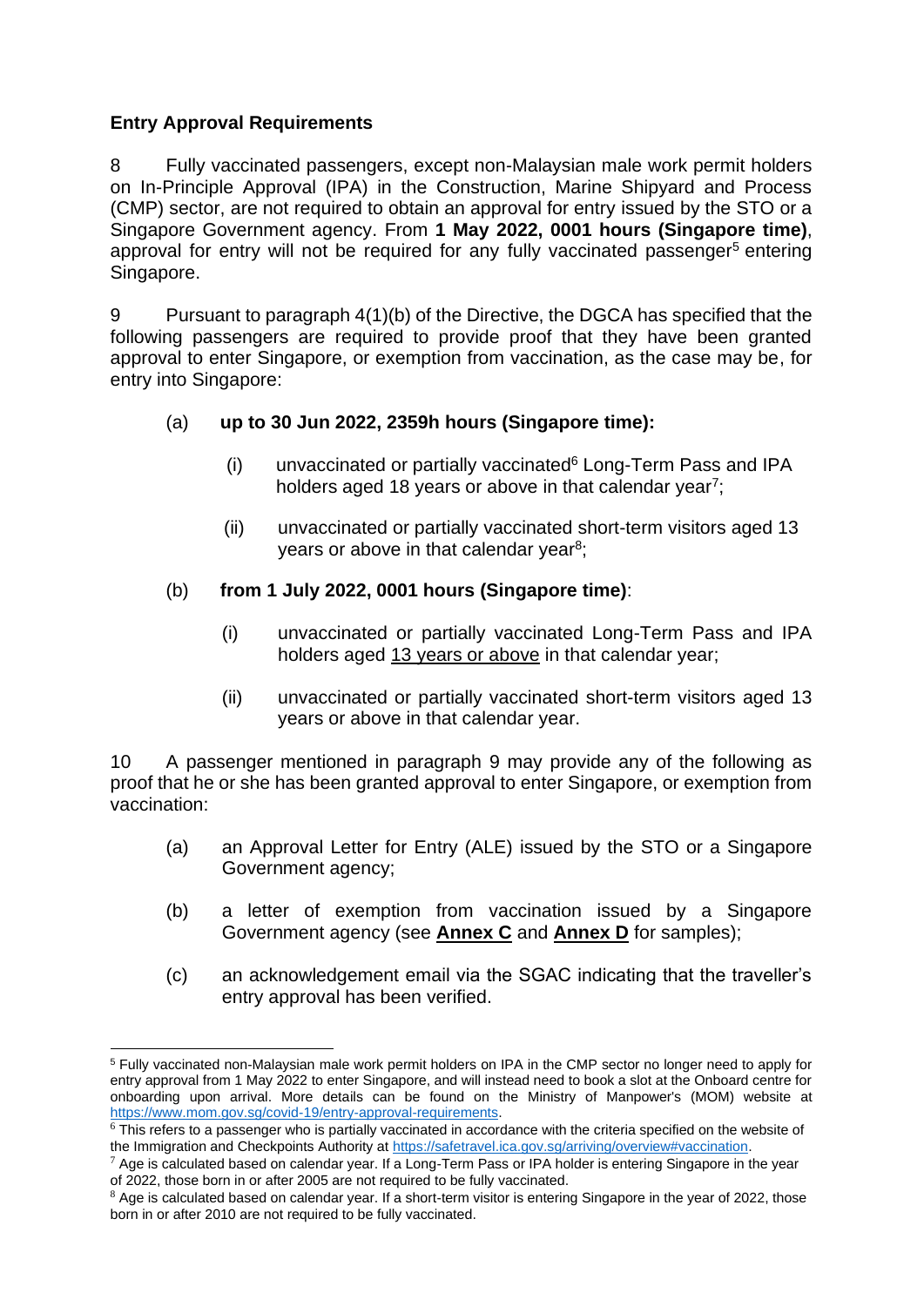**Entry Approval Requirements**

8 Fully vaccinated passengers, except non-Malaysian male work permit holders on In-Principle Approval (IPA) in the Construction, Marine Shipyard and Process (CMP) sector, are not required to obtain an approval for entry issued by the STO or a Singapore Government agency. From **1 May 2022, 0001 hours (Singapore time)**, approval for entry will not be required for any fully vaccinated passenger[5] entering Singapore.

9 Pursuant to paragraph 4(1)(b) of the Directive, the DGCA has specified that the following passengers are required to provide proof that they have been granted approval to enter Singapore, or exemption from vaccination, as the case may be, for entry into Singapore:

(a) **up to 30 Jun 2022, 2359h hours (Singapore time):**

(i) unvaccinated or partially vaccinated[6] Long-Term Pass and IPA holders aged 18 years or above in that calendar year[7];

(ii) unvaccinated or partially vaccinated short-term visitors aged 13 years or above in that calendar year[8];

(b) **from 1 July 2022, 0001 hours (Singapore time)**:

(i) unvaccinated or partially vaccinated Long-Term Pass and IPA holders aged <u>13 years or above</u> in that calendar year;

(ii) unvaccinated or partially vaccinated short-term visitors aged 13 years or above in that calendar year.

10 A passenger mentioned in paragraph 9 may provide any of the following as proof that he or she has been granted approval to enter Singapore, or exemption from vaccination:

(a) an Approval Letter for Entry (ALE) issued by the STO or a Singapore Government agency;

(b) a letter of exemption from vaccination issued by a Singapore Government agency (see **Annex C** and **Annex D** for samples);

(c) an acknowledgement email via the SGAC indicating that the traveller's entry approval has been verified.

---

[5] Fully vaccinated non-Malaysian male work permit holders on IPA in the CMP sector no longer need to apply for entry approval from 1 May 2022 to enter Singapore, and will instead need to book a slot at the Onboard centre for onboarding upon arrival. More details can be found on the Ministry of Manpower's (MOM) website at https://www.mom.gov.sg/covid-19/entry-approval-requirements.

[6] This refers to a passenger who is partially vaccinated in accordance with the criteria specified on the website of the Immigration and Checkpoints Authority at https://safetravel.ica.gov.sg/arriving/overview#vaccination.

[7] Age is calculated based on calendar year. If a Long-Term Pass or IPA holder is entering Singapore in the year of 2022, those born in or after 2005 are not required to be fully vaccinated.

[8] Age is calculated based on calendar year. If a short-term visitor is entering Singapore in the year of 2022, those born in or after 2010 are not required to be fully vaccinated.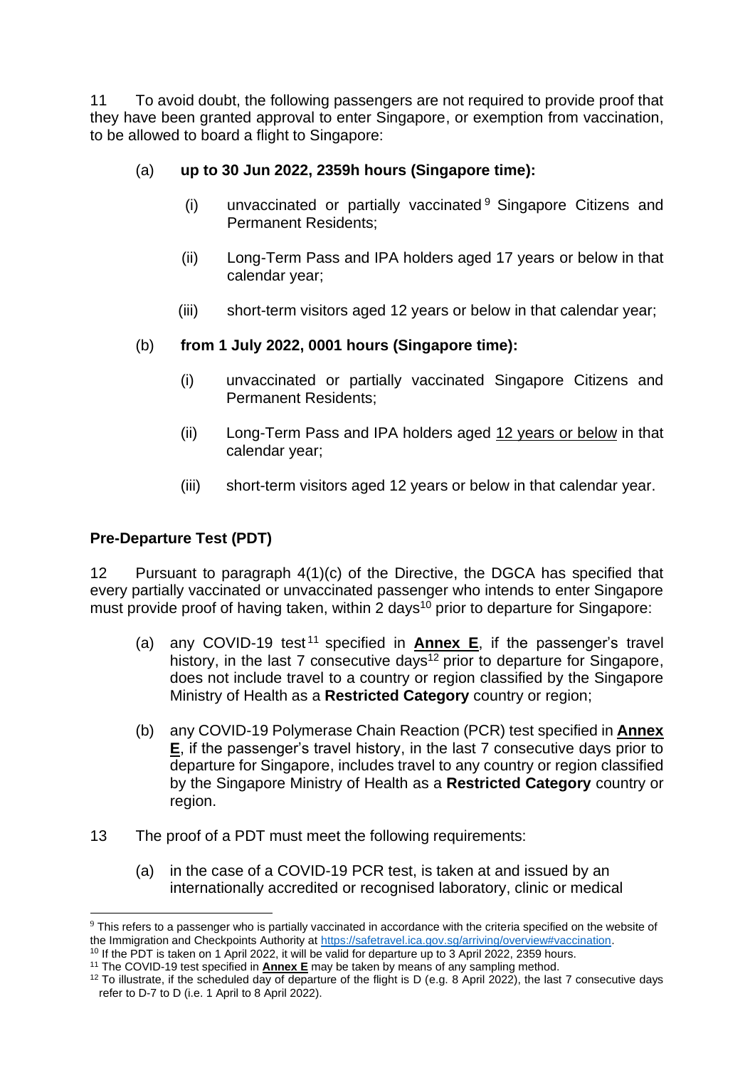11 To avoid doubt, the following passengers are not required to provide proof that they have been granted approval to enter Singapore, or exemption from vaccination, to be allowed to board a flight to Singapore:

(a) **up to 30 Jun 2022, 2359h hours (Singapore time):**

 (i) unvaccinated or partially vaccinated[9] Singapore Citizens and Permanent Residents;

 (ii) Long-Term Pass and IPA holders aged 17 years or below in that calendar year;

 (iii) short-term visitors aged 12 years or below in that calendar year;

(b) **from 1 July 2022, 0001 hours (Singapore time):**

 (i) unvaccinated or partially vaccinated Singapore Citizens and Permanent Residents;

 (ii) Long-Term Pass and IPA holders aged <u>12 years or below</u> in that calendar year;

 (iii) short-term visitors aged 12 years or below in that calendar year.

**Pre-Departure Test (PDT)**

12 Pursuant to paragraph 4(1)(c) of the Directive, the DGCA has specified that every partially vaccinated or unvaccinated passenger who intends to enter Singapore must provide proof of having taken, within 2 days[10] prior to departure for Singapore:

(a) any COVID-19 test[11] specified in **<u>Annex E</u>**, if the passenger's travel history, in the last 7 consecutive days[12] prior to departure for Singapore, does not include travel to a country or region classified by the Singapore Ministry of Health as a **Restricted Category** country or region;

(b) any COVID-19 Polymerase Chain Reaction (PCR) test specified in **<u>Annex E</u>**, if the passenger's travel history, in the last 7 consecutive days prior to departure for Singapore, includes travel to any country or region classified by the Singapore Ministry of Health as a **Restricted Category** country or region.

13 The proof of a PDT must meet the following requirements:

(a) in the case of a COVID-19 PCR test, is taken at and issued by an internationally accredited or recognised laboratory, clinic or medical

---

[9] This refers to a passenger who is partially vaccinated in accordance with the criteria specified on the website of the Immigration and Checkpoints Authority at https://safetravel.ica.gov.sg/arriving/overview#vaccination.

[10] If the PDT is taken on 1 April 2022, it will be valid for departure up to 3 April 2022, 2359 hours.

[11] The COVID-19 test specified in **<u>Annex E</u>** may be taken by means of any sampling method.

[12] To illustrate, if the scheduled day of departure of the flight is D (e.g. 8 April 2022), the last 7 consecutive days refer to D-7 to D (i.e. 1 April to 8 April 2022).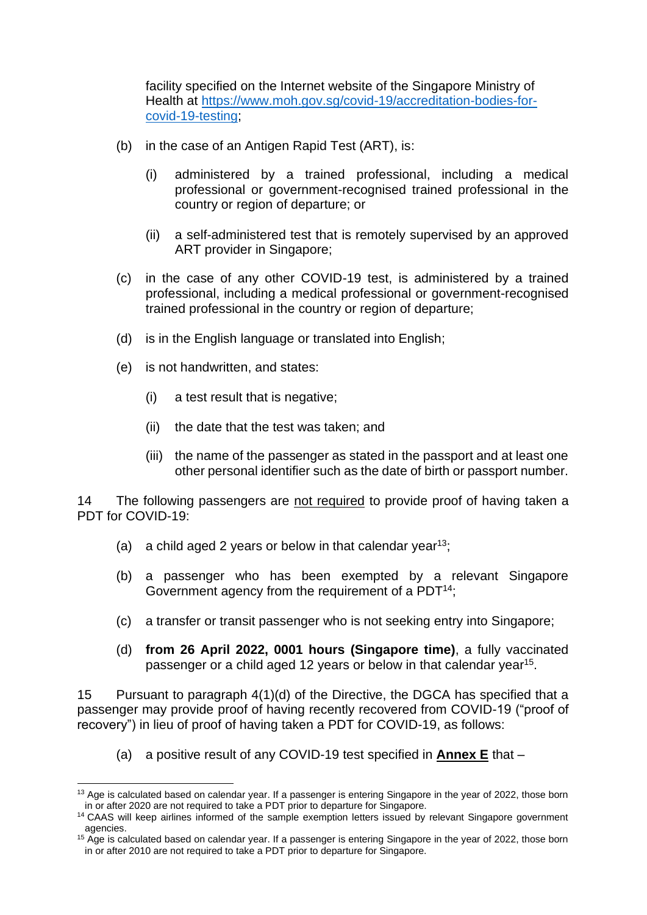facility specified on the Internet website of the Singapore Ministry of Health at [https://www.moh.gov.sg/covid-19/accreditation-bodies-for-covid-19-testing](https://www.moh.gov.sg/covid-19/accreditation-bodies-for-covid-19-testing);

(b) in the case of an Antigen Rapid Test (ART), is:

(i) administered by a trained professional, including a medical professional or government-recognised trained professional in the country or region of departure; or

(ii) a self-administered test that is remotely supervised by an approved ART provider in Singapore;

(c) in the case of any other COVID-19 test, is administered by a trained professional, including a medical professional or government-recognised trained professional in the country or region of departure;

(d) is in the English language or translated into English;

(e) is not handwritten, and states:

(i) a test result that is negative;

(ii) the date that the test was taken; and

(iii) the name of the passenger as stated in the passport and at least one other personal identifier such as the date of birth or passport number.

14 The following passengers are <u>not required</u> to provide proof of having taken a PDT for COVID-19:

(a) a child aged 2 years or below in that calendar year[13];

(b) a passenger who has been exempted by a relevant Singapore Government agency from the requirement of a PDT[14];

(c) a transfer or transit passenger who is not seeking entry into Singapore;

(d) **from 26 April 2022, 0001 hours (Singapore time)**, a fully vaccinated passenger or a child aged 12 years or below in that calendar year[15].

15 Pursuant to paragraph 4(1)(d) of the Directive, the DGCA has specified that a passenger may provide proof of having recently recovered from COVID-19 ("proof of recovery") in lieu of proof of having taken a PDT for COVID-19, as follows:

(a) a positive result of any COVID-19 test specified in <u>**Annex E**</u> that –

---

[13] Age is calculated based on calendar year. If a passenger is entering Singapore in the year of 2022, those born in or after 2020 are not required to take a PDT prior to departure for Singapore.

[14] CAAS will keep airlines informed of the sample exemption letters issued by relevant Singapore government agencies.

[15] Age is calculated based on calendar year. If a passenger is entering Singapore in the year of 2022, those born in or after 2010 are not required to take a PDT prior to departure for Singapore.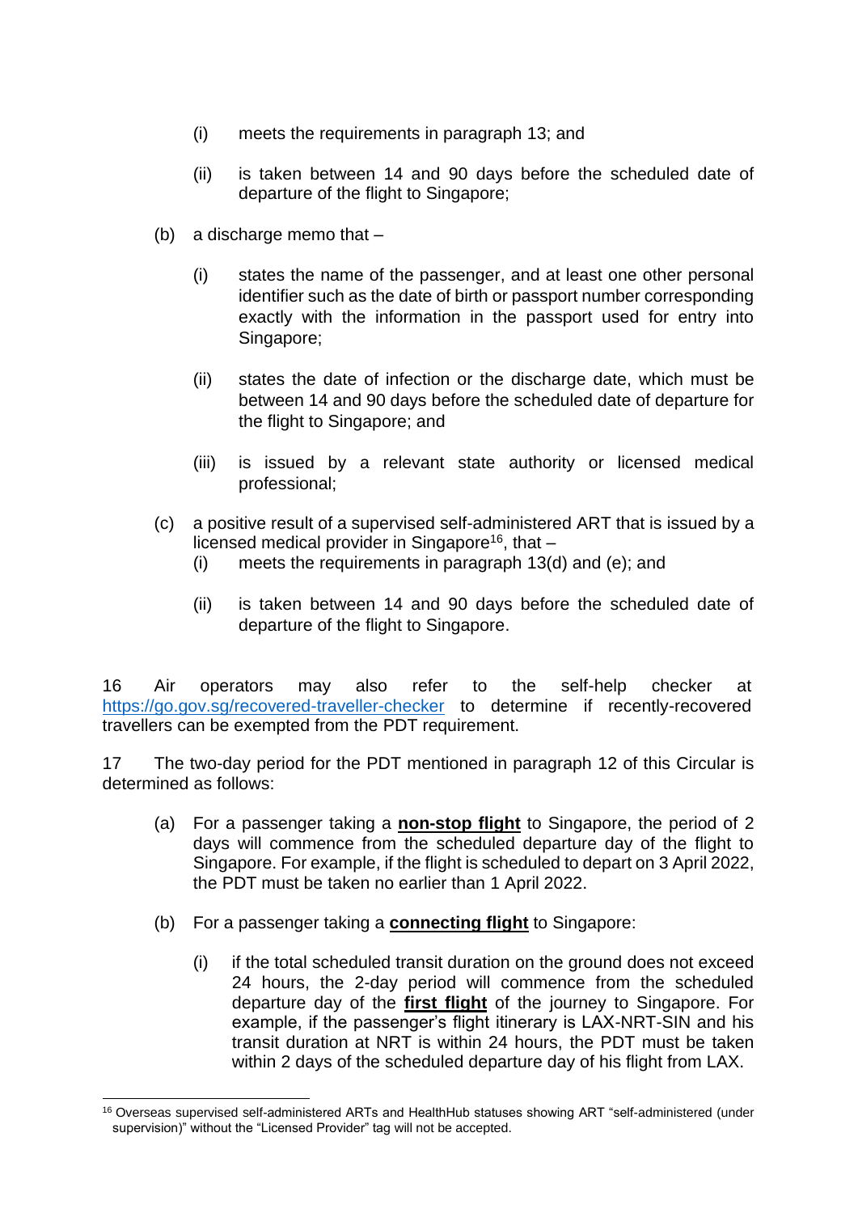(i) meets the requirements in paragraph 13; and

   (ii) is taken between 14 and 90 days before the scheduled date of departure of the flight to Singapore;

(b) a discharge memo that –

   (i) states the name of the passenger, and at least one other personal identifier such as the date of birth or passport number corresponding exactly with the information in the passport used for entry into Singapore;

   (ii) states the date of infection or the discharge date, which must be between 14 and 90 days before the scheduled date of departure for the flight to Singapore; and

   (iii) is issued by a relevant state authority or licensed medical professional;

(c) a positive result of a supervised self-administered ART that is issued by a licensed medical provider in Singapore[16], that –

   (i) meets the requirements in paragraph 13(d) and (e); and

   (ii) is taken between 14 and 90 days before the scheduled date of departure of the flight to Singapore.

16 Air operators may also refer to the self-help checker at https://go.gov.sg/recovered-traveller-checker to determine if recently-recovered travellers can be exempted from the PDT requirement.

17 The two-day period for the PDT mentioned in paragraph 12 of this Circular is determined as follows:

(a) For a passenger taking a **non-stop flight** to Singapore, the period of 2 days will commence from the scheduled departure day of the flight to Singapore. For example, if the flight is scheduled to depart on 3 April 2022, the PDT must be taken no earlier than 1 April 2022.

(b) For a passenger taking a **connecting flight** to Singapore:

   (i) if the total scheduled transit duration on the ground does not exceed 24 hours, the 2-day period will commence from the scheduled departure day of the **first flight** of the journey to Singapore. For example, if the passenger's flight itinerary is LAX-NRT-SIN and his transit duration at NRT is within 24 hours, the PDT must be taken within 2 days of the scheduled departure day of his flight from LAX.

---

[16] Overseas supervised self-administered ARTs and HealthHub statuses showing ART "self-administered (under supervision)" without the "Licensed Provider" tag will not be accepted.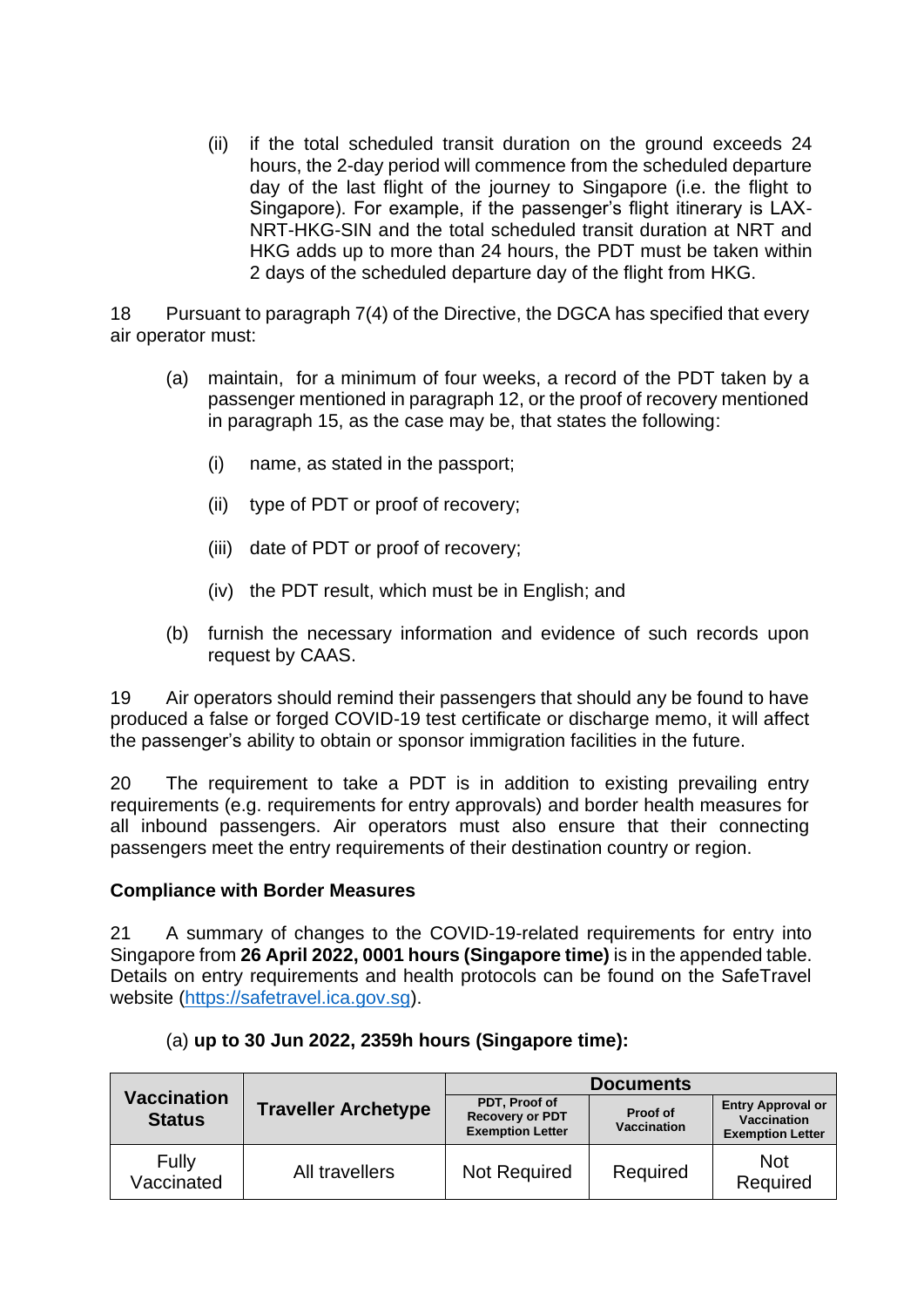(ii) if the total scheduled transit duration on the ground exceeds 24 hours, the 2-day period will commence from the scheduled departure day of the last flight of the journey to Singapore (i.e. the flight to Singapore). For example, if the passenger's flight itinerary is LAX-NRT-HKG-SIN and the total scheduled transit duration at NRT and HKG adds up to more than 24 hours, the PDT must be taken within 2 days of the scheduled departure day of the flight from HKG.

18 Pursuant to paragraph 7(4) of the Directive, the DGCA has specified that every air operator must:

(a) maintain, for a minimum of four weeks, a record of the PDT taken by a passenger mentioned in paragraph 12, or the proof of recovery mentioned in paragraph 15, as the case may be, that states the following:

(i) name, as stated in the passport;

(ii) type of PDT or proof of recovery;

(iii) date of PDT or proof of recovery;

(iv) the PDT result, which must be in English; and

(b) furnish the necessary information and evidence of such records upon request by CAAS.

19 Air operators should remind their passengers that should any be found to have produced a false or forged COVID-19 test certificate or discharge memo, it will affect the passenger's ability to obtain or sponsor immigration facilities in the future.

20 The requirement to take a PDT is in addition to existing prevailing entry requirements (e.g. requirements for entry approvals) and border health measures for all inbound passengers. Air operators must also ensure that their connecting passengers meet the entry requirements of their destination country or region.

**Compliance with Border Measures**

21 A summary of changes to the COVID-19-related requirements for entry into Singapore from **26 April 2022, 0001 hours (Singapore time)** is in the appended table. Details on entry requirements and health protocols can be found on the SafeTravel website (https://safetravel.ica.gov.sg).

(a) **up to 30 Jun 2022, 2359h hours (Singapore time):**

| Vaccination Status | Traveller Archetype | Documents | | |
|---|---|---|---|---|
| | | PDT, Proof of Recovery or PDT Exemption Letter | Proof of Vaccination | Entry Approval or Vaccination Exemption Letter |
| Fully Vaccinated | All travellers | Not Required | Required | Not Required |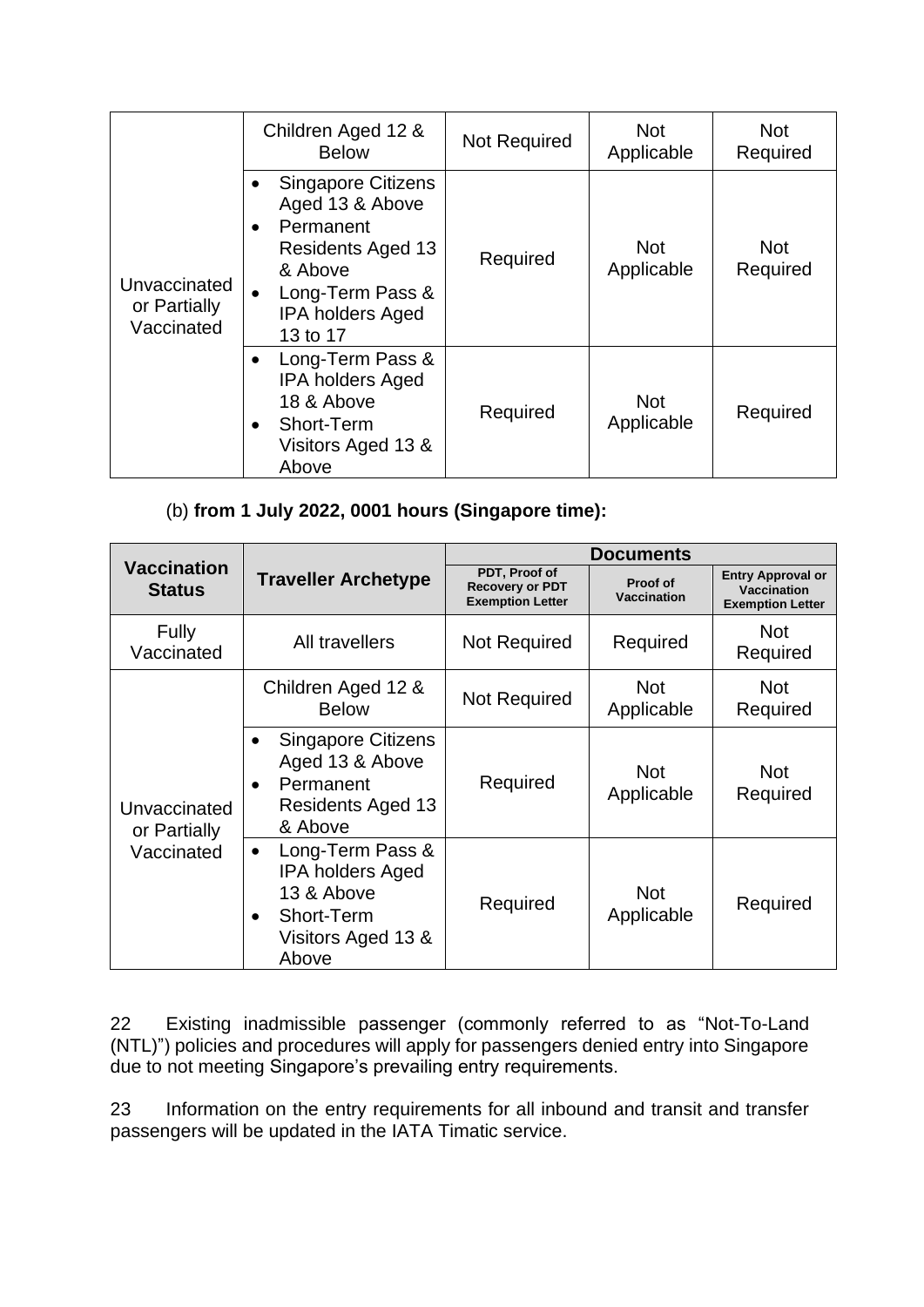| | | | | |
|---|---|---|---|---|
| Unvaccinated or Partially Vaccinated | Children Aged 12 & Below | Not Required | Not Applicable | Not Required |
| | • Singapore Citizens Aged 13 & Above<br>• Permanent Residents Aged 13 & Above<br>• Long-Term Pass & IPA holders Aged 13 to 17 | Required | Not Applicable | Not Required |
| | • Long-Term Pass & IPA holders Aged 18 & Above<br>• Short-Term Visitors Aged 13 & Above | Required | Not Applicable | Required |

(b) **from 1 July 2022, 0001 hours (Singapore time):**

| Vaccination Status | Traveller Archetype | Documents | | |
|---|---|---|---|---|
| | | PDT, Proof of Recovery or PDT Exemption Letter | Proof of Vaccination | Entry Approval or Vaccination Exemption Letter |
| Fully Vaccinated | All travellers | Not Required | Required | Not Required |
| Unvaccinated or Partially Vaccinated | Children Aged 12 & Below | Not Required | Not Applicable | Not Required |
| | • Singapore Citizens Aged 13 & Above<br>• Permanent Residents Aged 13 & Above | Required | Not Applicable | Not Required |
| | • Long-Term Pass & IPA holders Aged 13 & Above<br>• Short-Term Visitors Aged 13 & Above | Required | Not Applicable | Required |

22 Existing inadmissible passenger (commonly referred to as "Not-To-Land (NTL)") policies and procedures will apply for passengers denied entry into Singapore due to not meeting Singapore's prevailing entry requirements.

23 Information on the entry requirements for all inbound and transit and transfer passengers will be updated in the IATA Timatic service.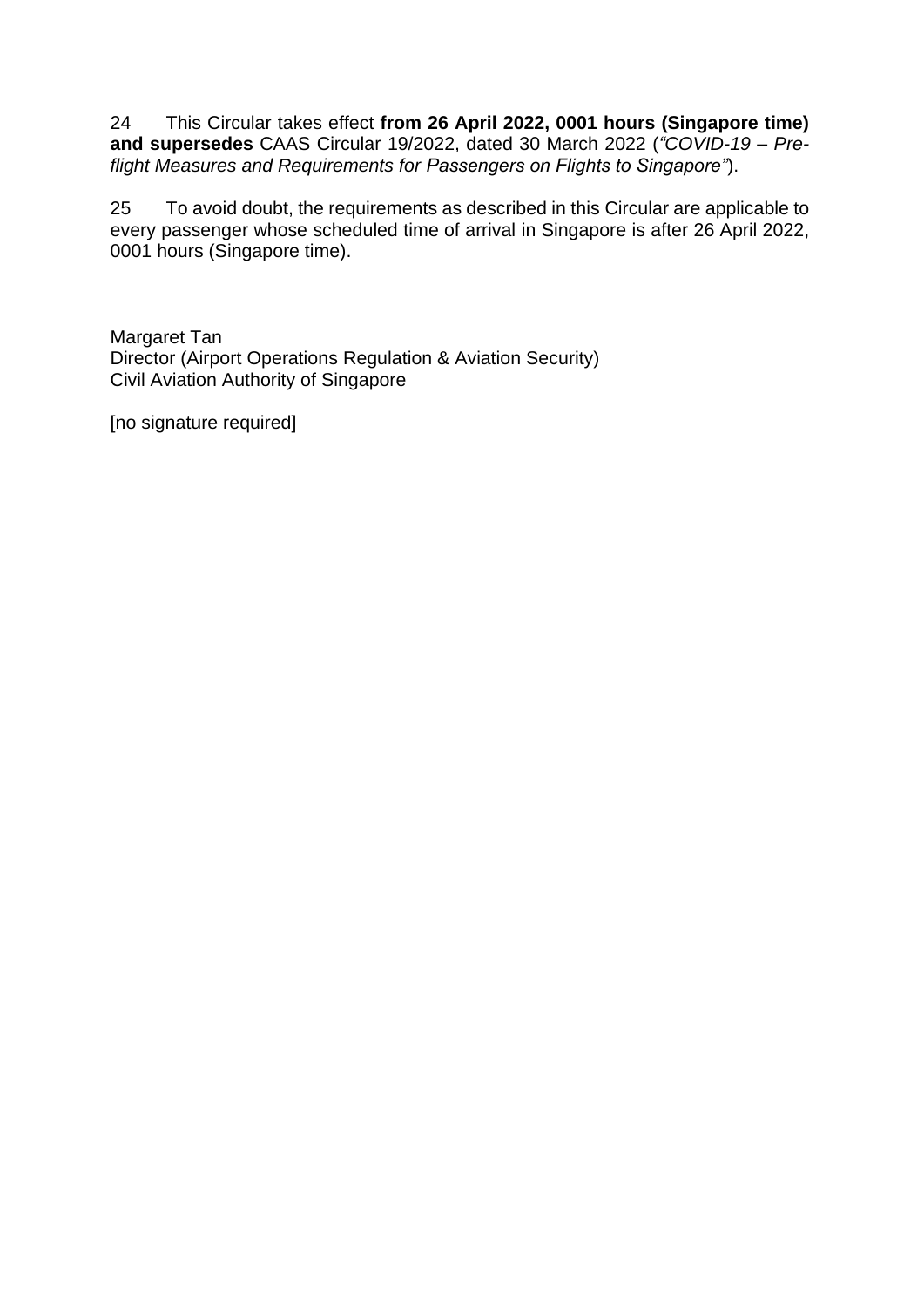24 This Circular takes effect **from 26 April 2022, 0001 hours (Singapore time) and supersedes** CAAS Circular 19/2022, dated 30 March 2022 (*"COVID-19 – Pre-flight Measures and Requirements for Passengers on Flights to Singapore"*).

25 To avoid doubt, the requirements as described in this Circular are applicable to every passenger whose scheduled time of arrival in Singapore is after 26 April 2022, 0001 hours (Singapore time).

Margaret Tan
Director (Airport Operations Regulation & Aviation Security)
Civil Aviation Authority of Singapore

[no signature required]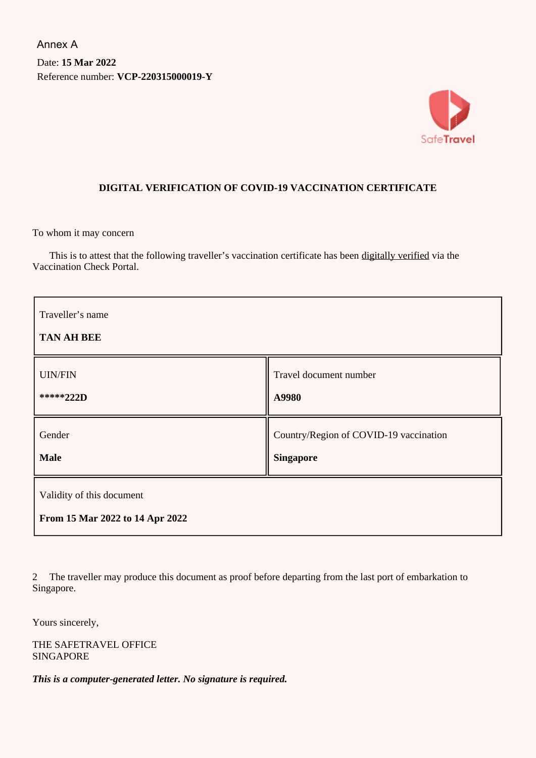Annex A

Date: **15 Mar 2022**
Reference number: **VCP-220315000019-Y**

SafeTravel

## DIGITAL VERIFICATION OF COVID-19 VACCINATION CERTIFICATE

To whom it may concern

This is to attest that the following traveller's vaccination certificate has been digitally verified via the Vaccination Check Portal.

| Traveller's name<br>**TAN AH BEE** | |
|---|---|
| UIN/FIN<br>*****222D | Travel document number<br>**A9980** |
| Gender<br>**Male** | Country/Region of COVID-19 vaccination<br>**Singapore** |
| Validity of this document<br>**From 15 Mar 2022 to 14 Apr 2022** | |

2 The traveller may produce this document as proof before departing from the last port of embarkation to Singapore.

Yours sincerely,

THE SAFETRAVEL OFFICE
SINGAPORE

***This is a computer-generated letter. No signature is required.***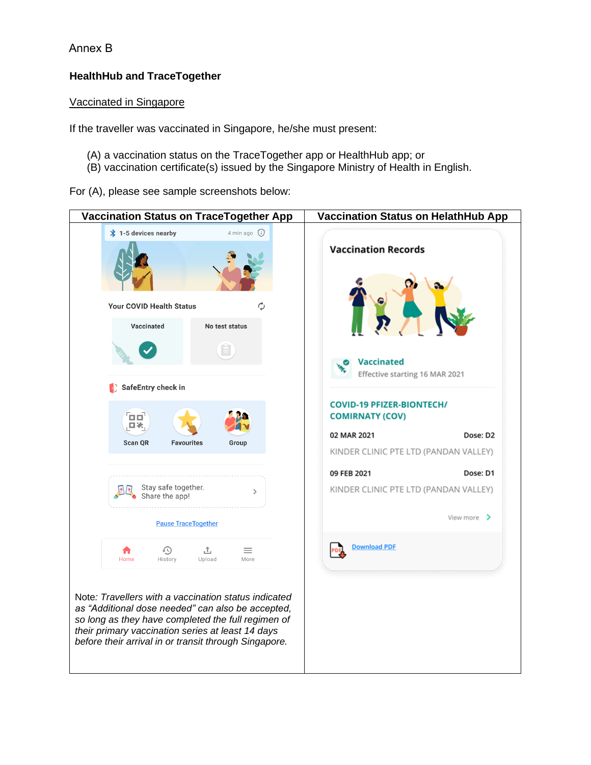Annex B

**HealthHub and TraceTogether**

Vaccinated in Singapore

If the traveller was vaccinated in Singapore, he/she must present:

(A) a vaccination status on the TraceTogether app or HealthHub app; or
(B) vaccination certificate(s) issued by the Singapore Ministry of Health in English.

For (A), please see sample screenshots below:

| Vaccination Status on TraceTogether App | Vaccination Status on HelathHub App |
| --- | --- |
| 1-5 devices nearby 4 min ago<br><br>Your COVID Health Status<br>Vaccinated \| No test status<br><br>SafeEntry check in<br>Scan QR \| Favourites \| Group<br><br>Stay safe together. Share the app!<br><br>Pause TraceTogether<br><br>Home History Upload More<br><br>Note: *Travellers with a vaccination status indicated as "Additional dose needed" can also be accepted, so long as they have completed the full regimen of their primary vaccination series at least 14 days before their arrival in or transit through Singapore.* | Vaccination Records<br><br>Vaccinated<br>Effective starting 16 MAR 2021<br><br>COVID-19 PFIZER-BIONTECH/ COMIRNATY (COV)<br><br>02 MAR 2021 Dose: D2<br>KINDER CLINIC PTE LTD (PANDAN VALLEY)<br><br>09 FEB 2021 Dose: D1<br>KINDER CLINIC PTE LTD (PANDAN VALLEY)<br><br>View more<br><br>Download PDF |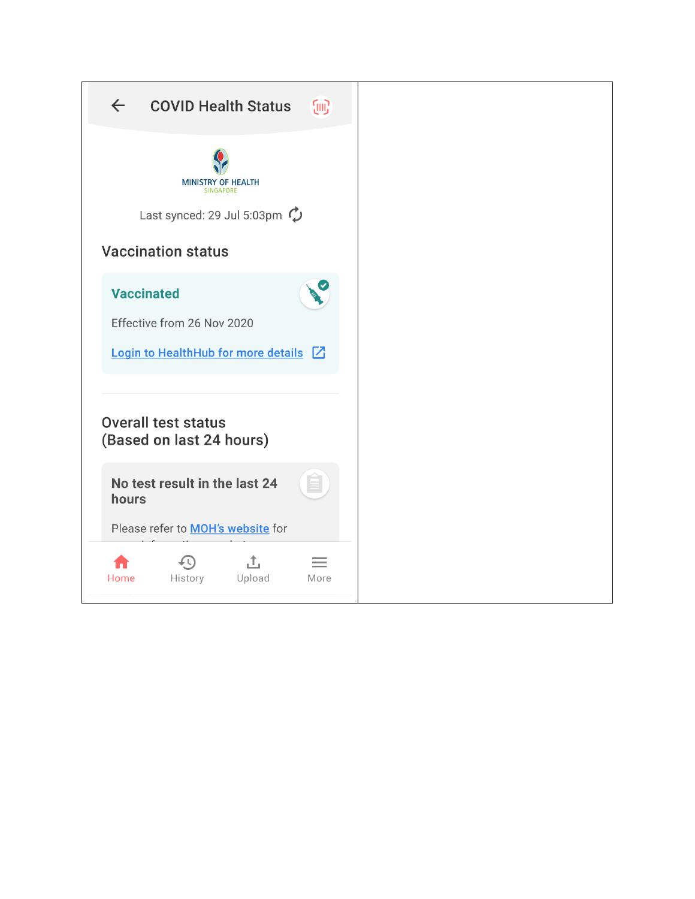| COVID Health Status | |
|---|---|
| MINISTRY OF HEALTH SINGAPORE<br><br>Last synced: 29 Jul 5:03pm<br><br>**Vaccination status**<br><br>**Vaccinated**<br>Effective from 26 Nov 2020<br>Login to HealthHub for more details<br><br>**Overall test status (Based on last 24 hours)**<br><br>**No test result in the last 24 hours**<br>Please refer to MOH's website for<br><br>Home History Upload More | |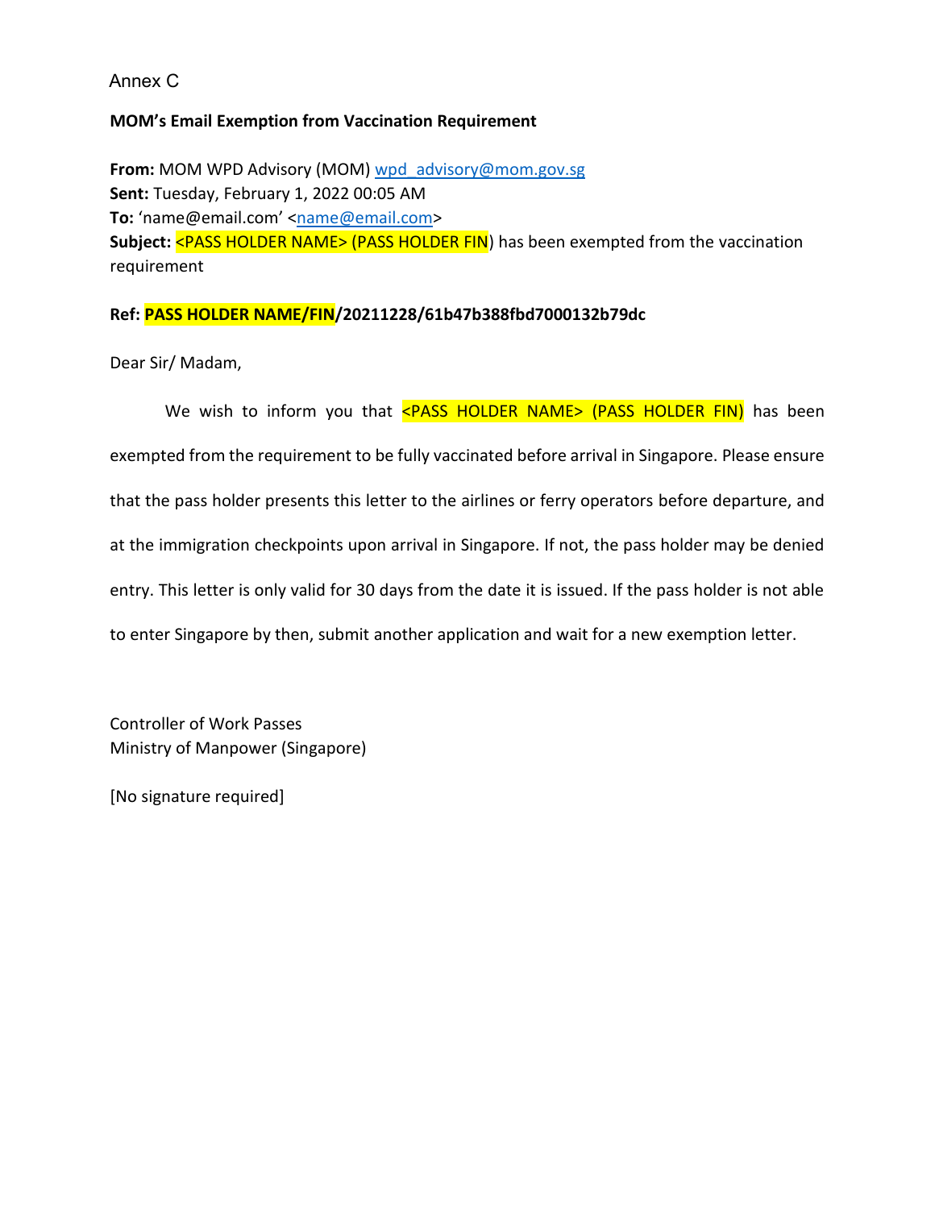Annex C

**MOM's Email Exemption from Vaccination Requirement**

**From:** MOM WPD Advisory (MOM) wpd_advisory@mom.gov.sg
**Sent:** Tuesday, February 1, 2022 00:05 AM
**To:** 'name@email.com' <name@email.com>
**Subject:** <PASS HOLDER NAME> (PASS HOLDER FIN) has been exempted from the vaccination requirement

**Ref: PASS HOLDER NAME/FIN/20211228/61b47b388fbd7000132b79dc**

Dear Sir/ Madam,

We wish to inform you that <PASS HOLDER NAME> (PASS HOLDER FIN) has been exempted from the requirement to be fully vaccinated before arrival in Singapore. Please ensure that the pass holder presents this letter to the airlines or ferry operators before departure, and at the immigration checkpoints upon arrival in Singapore. If not, the pass holder may be denied entry. This letter is only valid for 30 days from the date it is issued. If the pass holder is not able to enter Singapore by then, submit another application and wait for a new exemption letter.

Controller of Work Passes
Ministry of Manpower (Singapore)

[No signature required]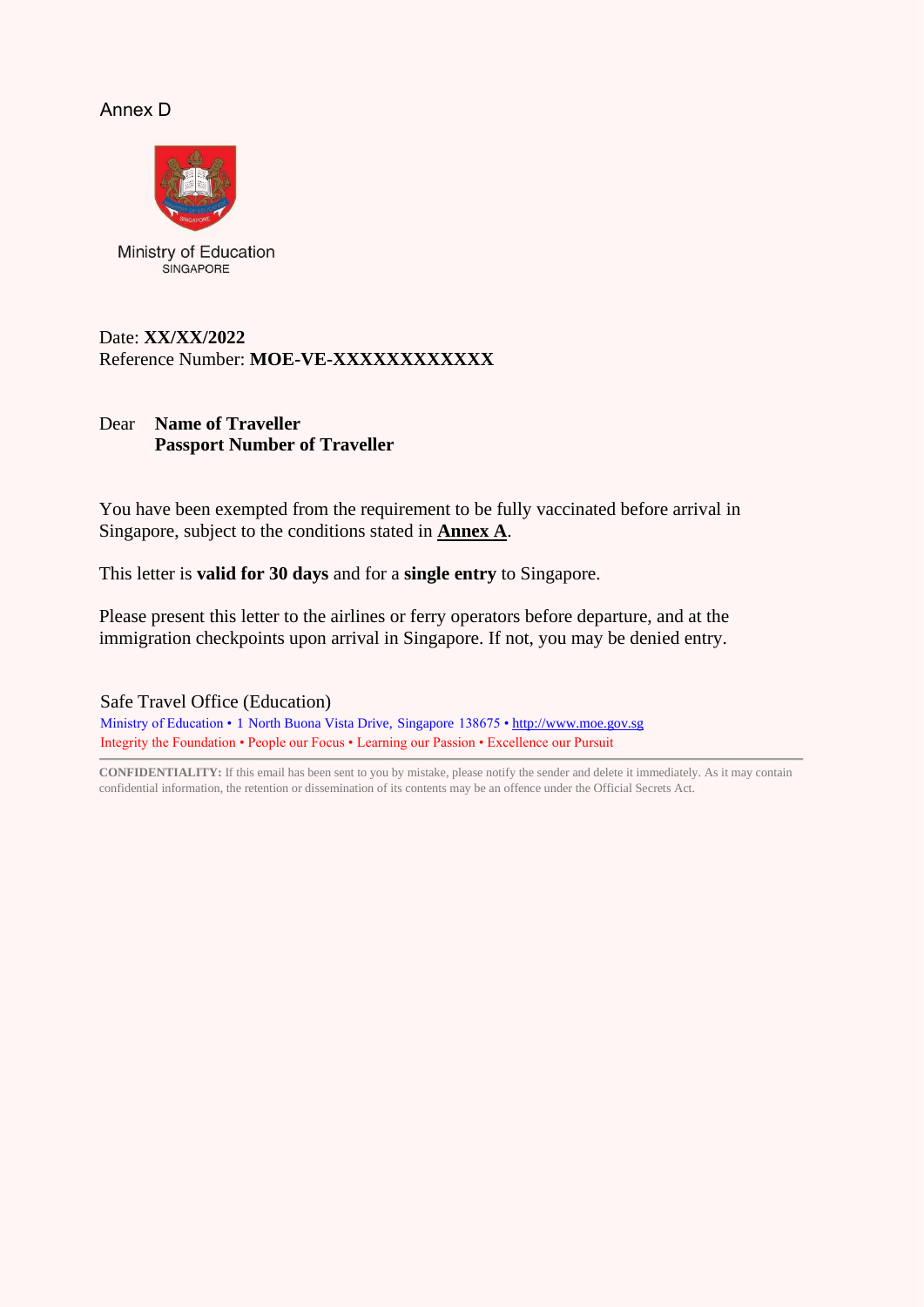Annex D

Ministry of Education
SINGAPORE

Date: **XX/XX/2022**
Reference Number: **MOE-VE-XXXXXXXXXXXX**

Dear **Name of Traveller**
**Passport Number of Traveller**

You have been exempted from the requirement to be fully vaccinated before arrival in Singapore, subject to the conditions stated in **Annex A**.

This letter is **valid for 30 days** and for a **single entry** to Singapore.

Please present this letter to the airlines or ferry operators before departure, and at the immigration checkpoints upon arrival in Singapore. If not, you may be denied entry.

Safe Travel Office (Education)
Ministry of Education • 1 North Buona Vista Drive, Singapore 138675 • http://www.moe.gov.sg
Integrity the Foundation • People our Focus • Learning our Passion • Excellence our Pursuit

---

**CONFIDENTIALITY:** If this email has been sent to you by mistake, please notify the sender and delete it immediately. As it may contain confidential information, the retention or dissemination of its contents may be an offence under the Official Secrets Act.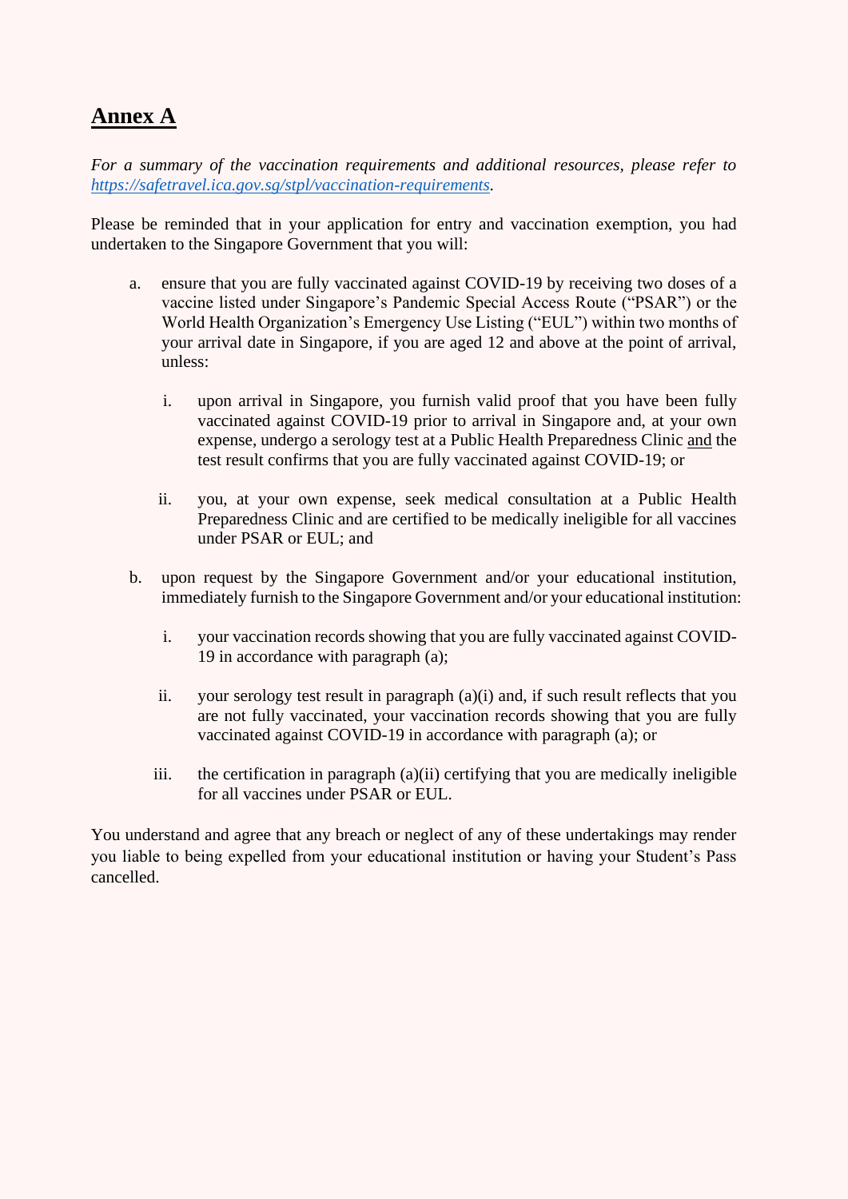# **Annex A**

*For a summary of the vaccination requirements and additional resources, please refer to [https://safetravel.ica.gov.sg/stpl/vaccination-requirements](https://safetravel.ica.gov.sg/stpl/vaccination-requirements).*

Please be reminded that in your application for entry and vaccination exemption, you had undertaken to the Singapore Government that you will:

a. ensure that you are fully vaccinated against COVID-19 by receiving two doses of a vaccine listed under Singapore's Pandemic Special Access Route ("PSAR") or the World Health Organization's Emergency Use Listing ("EUL") within two months of your arrival date in Singapore, if you are aged 12 and above at the point of arrival, unless:

   i. upon arrival in Singapore, you furnish valid proof that you have been fully vaccinated against COVID-19 prior to arrival in Singapore and, at your own expense, undergo a serology test at a Public Health Preparedness Clinic <u>and</u> the test result confirms that you are fully vaccinated against COVID-19; or

   ii. you, at your own expense, seek medical consultation at a Public Health Preparedness Clinic and are certified to be medically ineligible for all vaccines under PSAR or EUL; and

b. upon request by the Singapore Government and/or your educational institution, immediately furnish to the Singapore Government and/or your educational institution:

   i. your vaccination records showing that you are fully vaccinated against COVID-19 in accordance with paragraph (a);

   ii. your serology test result in paragraph (a)(i) and, if such result reflects that you are not fully vaccinated, your vaccination records showing that you are fully vaccinated against COVID-19 in accordance with paragraph (a); or

   iii. the certification in paragraph (a)(ii) certifying that you are medically ineligible for all vaccines under PSAR or EUL.

You understand and agree that any breach or neglect of any of these undertakings may render you liable to being expelled from your educational institution or having your Student's Pass cancelled.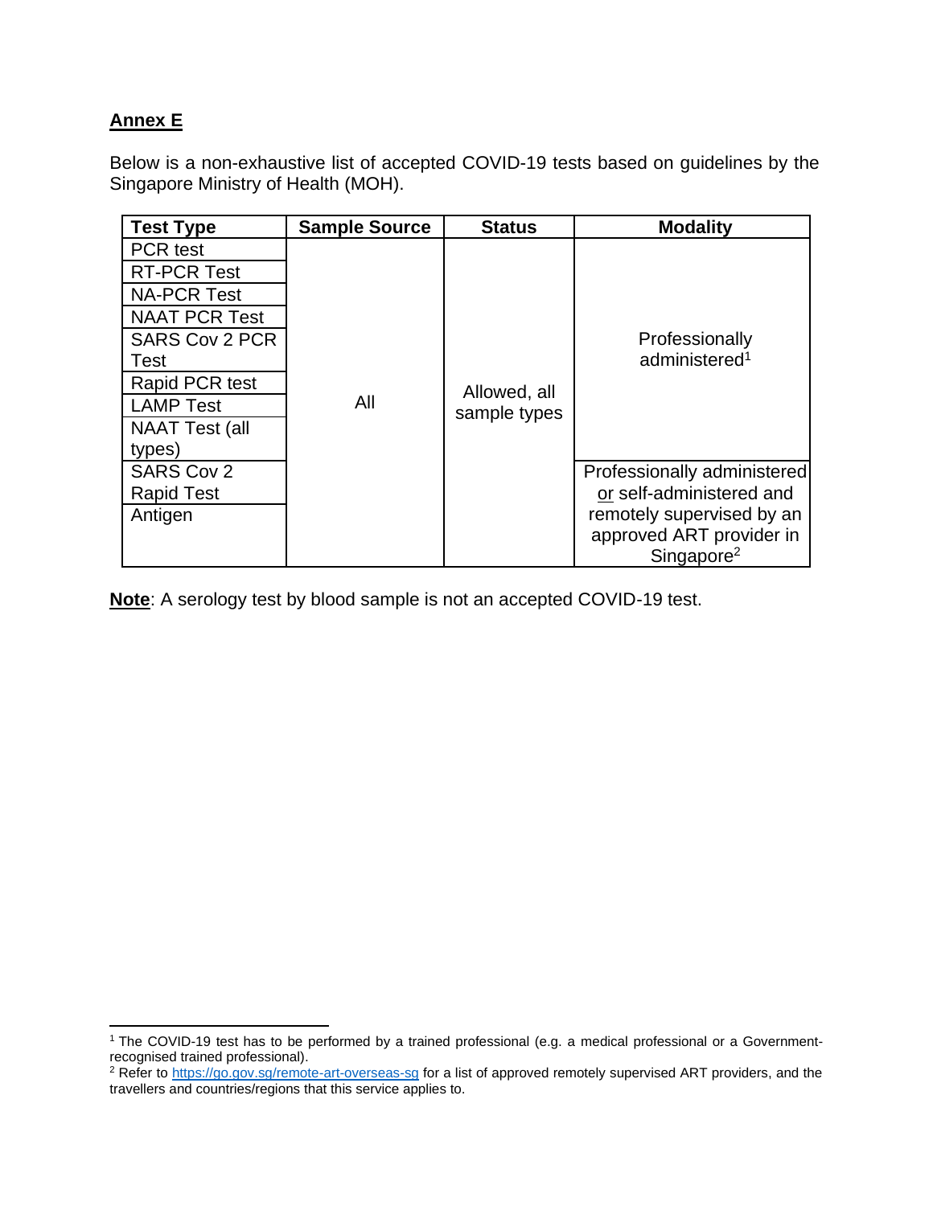**Annex E**

Below is a non-exhaustive list of accepted COVID-19 tests based on guidelines by the Singapore Ministry of Health (MOH).

| Test Type | Sample Source | Status | Modality |
|---|---|---|---|
| PCR test | All | Allowed, all sample types | Professionally administered[1] |
| RT-PCR Test | | | |
| NA-PCR Test | | | |
| NAAT PCR Test | | | |
| SARS Cov 2 PCR Test | | | |
| Rapid PCR test | | | |
| LAMP Test | | | |
| NAAT Test (all types) | | | |
| SARS Cov 2 Rapid Test | | | Professionally administered or self-administered and remotely supervised by an approved ART provider in Singapore[2] |
| Antigen | | | |

**Note**: A serology test by blood sample is not an accepted COVID-19 test.

[1] The COVID-19 test has to be performed by a trained professional (e.g. a medical professional or a Government-recognised trained professional).

[2] Refer to https://go.gov.sg/remote-art-overseas-sg for a list of approved remotely supervised ART providers, and the travellers and countries/regions that this service applies to.